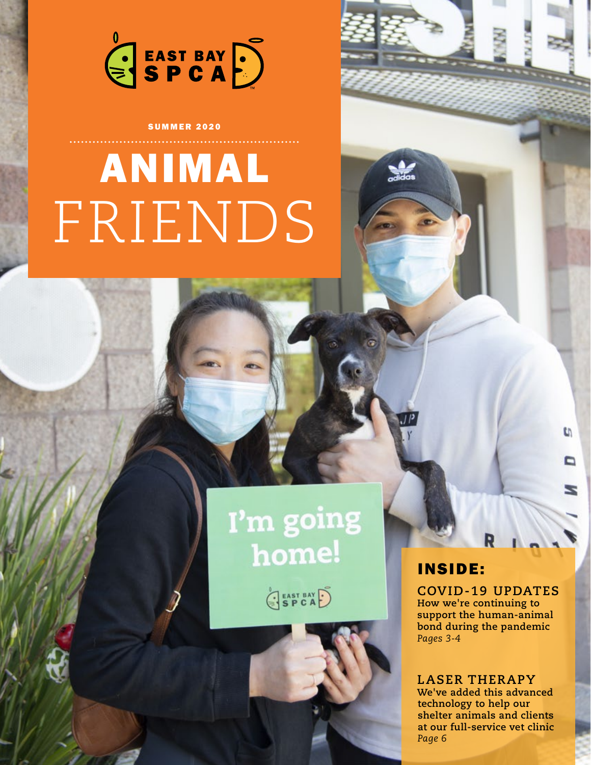EAST BAY SPCA

SUMMER 2020

# ANIMAL FRIENDS

I'm going home!

## INSIDE:

### COVID-19 UPDATES

**How we're continuing to support the human-animal bond during the pandemic**

*Pages 3-4*

### LASER THERAPY

**We've added this advanced technology to help our shelter animals and clients at our full-service vet clinic**

*Page 6*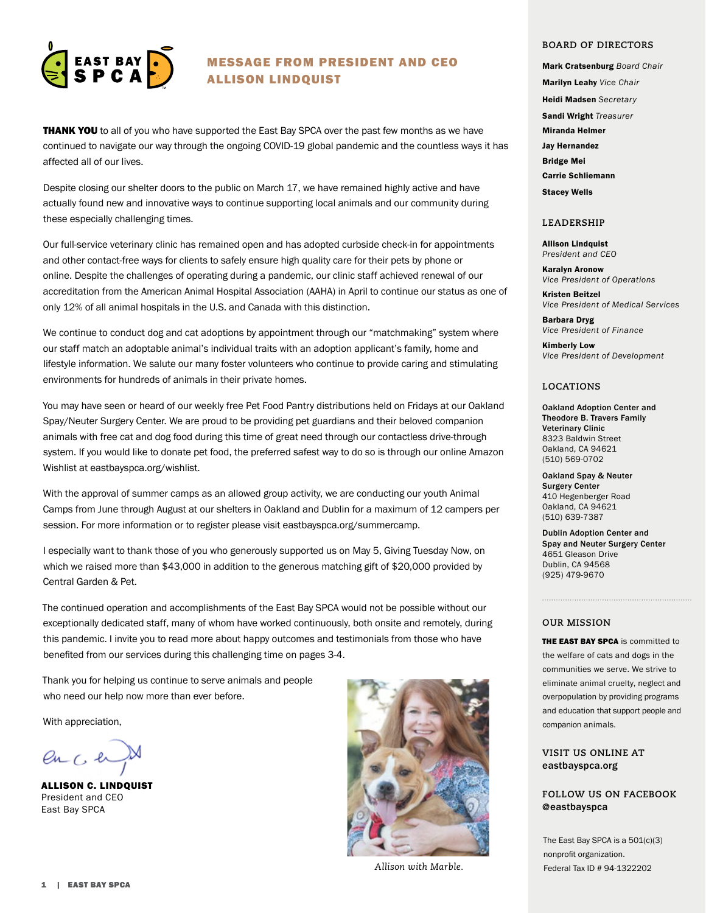## MESSAGE FROM PRESIDENT AND CEO ALLISON LINDQUIST

**THANK YOU** to all of you who have supported the East Bay SPCA over the past few months as we have continued to navigate our way through the ongoing COVID-19 global pandemic and the countless ways it has affected all of our lives.

Despite closing our shelter doors to the public on March 17, we have remained highly active and have actually found new and innovative ways to continue supporting local animals and our community during these especially challenging times.

Our full-service veterinary clinic has remained open and has adopted curbside check-in for appointments and other contact-free ways for clients to safely ensure high quality care for their pets by phone or online. Despite the challenges of operating during a pandemic, our clinic staff achieved renewal of our accreditation from the American Animal Hospital Association (AAHA) in April to continue our status as one of only 12% of all animal hospitals in the U.S. and Canada with this distinction.

We continue to conduct dog and cat adoptions by appointment through our "matchmaking" system where our staff match an adoptable animal's individual traits with an adoption applicant's family, home and lifestyle information. We salute our many foster volunteers who continue to provide caring and stimulating environments for hundreds of animals in their private homes.

You may have seen or heard of our weekly free Pet Food Pantry distributions held on Fridays at our Oakland Spay/Neuter Surgery Center. We are proud to be providing pet guardians and their beloved companion animals with free cat and dog food during this time of great need through our contactless drive-through system. If you would like to donate pet food, the preferred safest way to do so is through our online Amazon Wishlist at eastbayspca.org/wishlist.

With the approval of summer camps as an allowed group activity, we are conducting our youth Animal Camps from June through August at our shelters in Oakland and Dublin for a maximum of 12 campers per session. For more information or to register please visit eastbayspca.org/summercamp.

I especially want to thank those of you who generously supported us on May 5, Giving Tuesday Now, on which we raised more than $43,000 in addition to the generous matching gift of $20,000 provided by Central Garden & Pet.

The continued operation and accomplishments of the East Bay SPCA would not be possible without our exceptionally dedicated staff, many of whom have worked continuously, both onsite and remotely, during this pandemic. I invite you to read more about happy outcomes and testimonials from those who have benefited from our services during this challenging time on pages 3-4.

Thank you for helping us continue to serve animals and people who need our help now more than ever before.

With appreciation,

**ALLISON C. LINDQUIST**
President and CEO
East Bay SPCA

*Allison with Marble.*

### BOARD OF DIRECTORS

**Mark Cratsenburg** *Board Chair*
**Marilyn Leahy** *Vice Chair*
**Heidi Madsen** *Secretary*
**Sandi Wright** *Treasurer*
**Miranda Helmer**
**Jay Hernandez**
**Bridge Mei**
**Carrie Schliemann**
**Stacey Wells**

### LEADERSHIP

**Allison Lindquist**
*President and CEO*

**Karalyn Aronow**
*Vice President of Operations*

**Kristen Beitzel**
*Vice President of Medical Services*

**Barbara Dryg**
*Vice President of Finance*

**Kimberly Low**
*Vice President of Development*

### LOCATIONS

**Oakland Adoption Center and Theodore B. Travers Family Veterinary Clinic**
8323 Baldwin Street
Oakland, CA 94621
(510) 569-0702

**Oakland Spay & Neuter Surgery Center**
410 Hegenberger Road
Oakland, CA 94621
(510) 639-7387

**Dublin Adoption Center and Spay and Neuter Surgery Center**
4651 Gleason Drive
Dublin, CA 94568
(925) 479-9670

### OUR MISSION

**THE EAST BAY SPCA** is committed to the welfare of cats and dogs in the communities we serve. We strive to eliminate animal cruelty, neglect and overpopulation by providing programs and education that support people and companion animals.

### VISIT US ONLINE AT
**eastbayspca.org**

### FOLLOW US ON FACEBOOK
**@eastbayspca**

The East Bay SPCA is a 501(c)(3) nonprofit organization.
Federal Tax ID # 94-1322202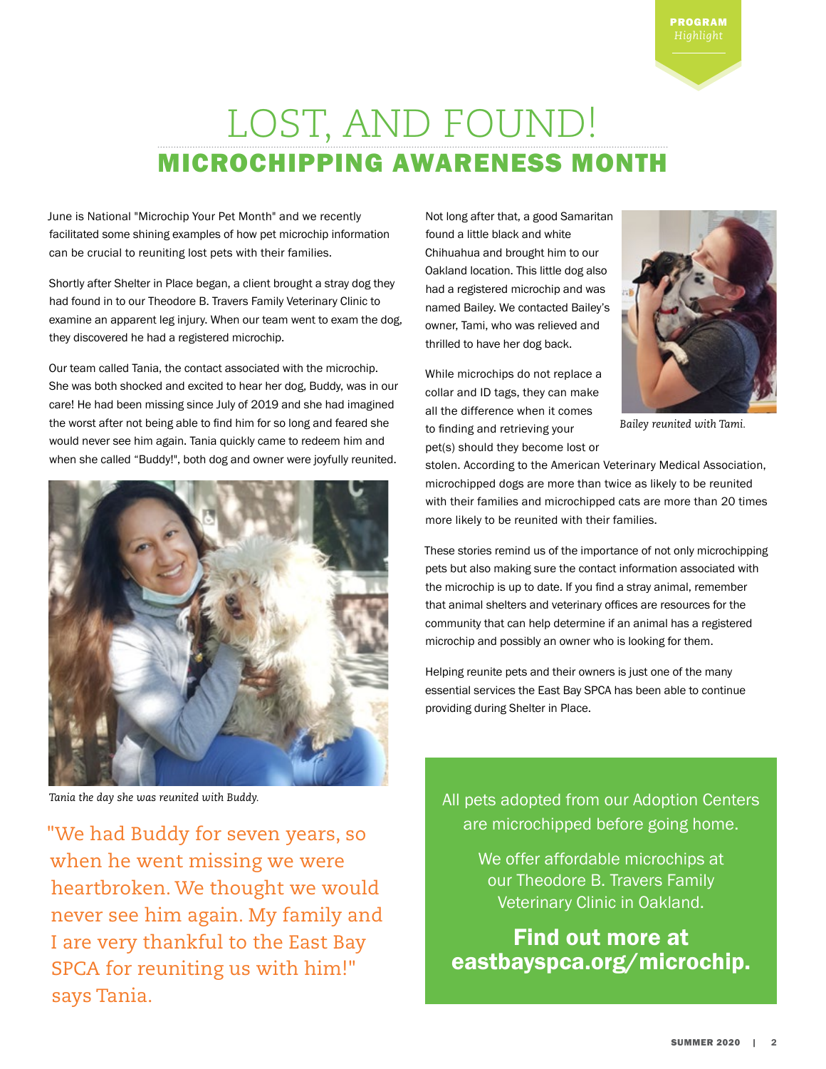PROGRAM *Highlight*

# LOST, AND FOUND!

## MICROCHIPPING AWARENESS MONTH

June is National "Microchip Your Pet Month" and we recently facilitated some shining examples of how pet microchip information can be crucial to reuniting lost pets with their families.

Shortly after Shelter in Place began, a client brought a stray dog they had found in to our Theodore B. Travers Family Veterinary Clinic to examine an apparent leg injury. When our team went to exam the dog, they discovered he had a registered microchip.

Our team called Tania, the contact associated with the microchip. She was both shocked and excited to hear her dog, Buddy, was in our care! He had been missing since July of 2019 and she had imagined the worst after not being able to find him for so long and feared she would never see him again. Tania quickly came to redeem him and when she called "Buddy!", both dog and owner were joyfully reunited.

*Tania the day she was reunited with Buddy.*

> "We had Buddy for seven years, so when he went missing we were heartbroken. We thought we would never see him again. My family and I are very thankful to the East Bay SPCA for reuniting us with him!" says Tania.

Not long after that, a good Samaritan found a little black and white Chihuahua and brought him to our Oakland location. This little dog also had a registered microchip and was named Bailey. We contacted Bailey's owner, Tami, who was relieved and thrilled to have her dog back.

*Bailey reunited with Tami.*

While microchips do not replace a collar and ID tags, they can make all the difference when it comes to finding and retrieving your pet(s) should they become lost or stolen. According to the American Veterinary Medical Association, microchipped dogs are more than twice as likely to be reunited with their families and microchipped cats are more than 20 times more likely to be reunited with their families.

These stories remind us of the importance of not only microchipping pets but also making sure the contact information associated with the microchip is up to date. If you find a stray animal, remember that animal shelters and veterinary offices are resources for the community that can help determine if an animal has a registered microchip and possibly an owner who is looking for them.

Helping reunite pets and their owners is just one of the many essential services the East Bay SPCA has been able to continue providing during Shelter in Place.

All pets adopted from our Adoption Centers are microchipped before going home.

We offer affordable microchips at our Theodore B. Travers Family Veterinary Clinic in Oakland.

**Find out more at eastbayspca.org/microchip.**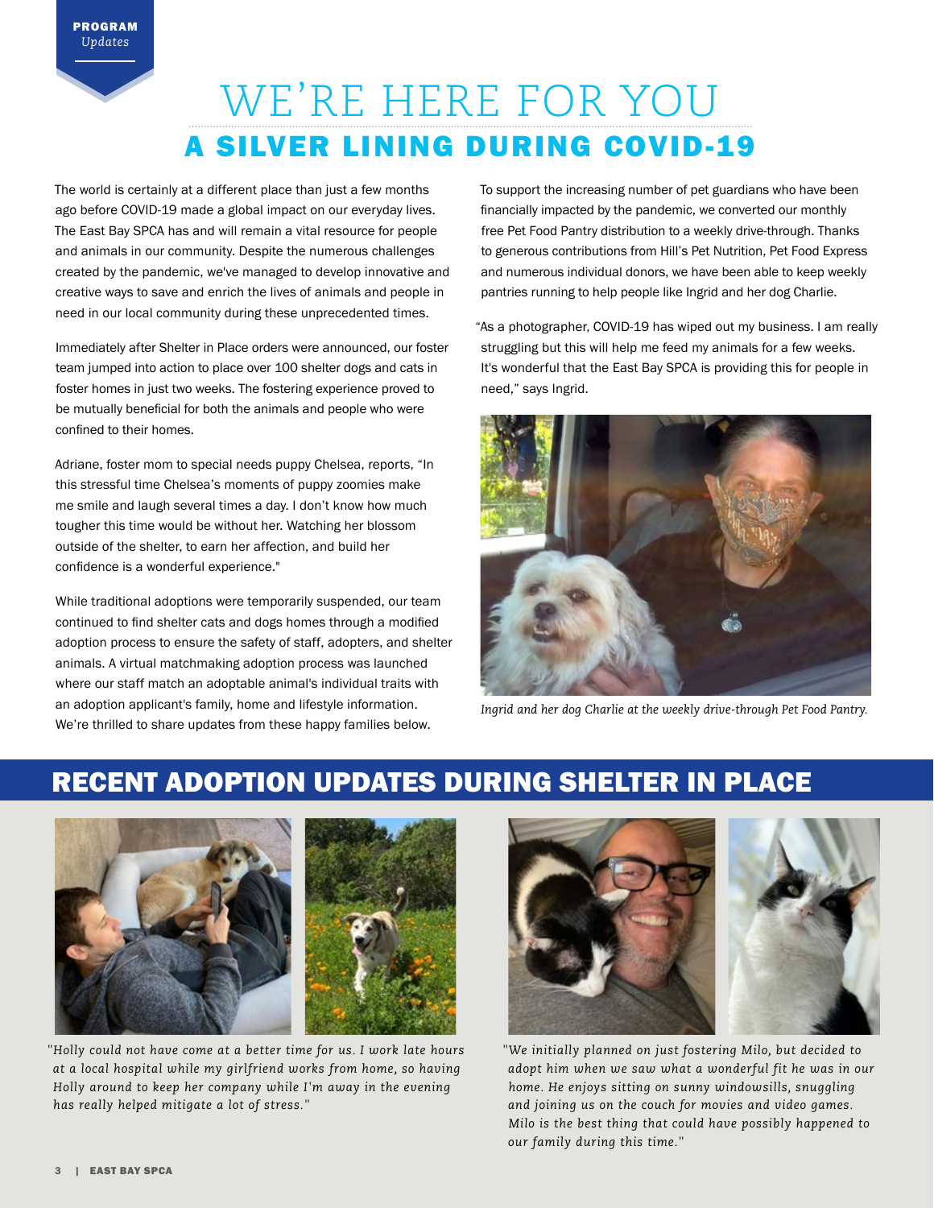PROGRAM *Updates*

# WE'RE HERE FOR YOU

## A SILVER LINING DURING COVID-19

The world is certainly at a different place than just a few months ago before COVID-19 made a global impact on our everyday lives. The East Bay SPCA has and will remain a vital resource for people and animals in our community. Despite the numerous challenges created by the pandemic, we've managed to develop innovative and creative ways to save and enrich the lives of animals and people in need in our local community during these unprecedented times.

Immediately after Shelter in Place orders were announced, our foster team jumped into action to place over 100 shelter dogs and cats in foster homes in just two weeks. The fostering experience proved to be mutually beneficial for both the animals and people who were confined to their homes.

Adriane, foster mom to special needs puppy Chelsea, reports, "In this stressful time Chelsea's moments of puppy zoomies make me smile and laugh several times a day. I don't know how much tougher this time would be without her. Watching her blossom outside of the shelter, to earn her affection, and build her confidence is a wonderful experience."

While traditional adoptions were temporarily suspended, our team continued to find shelter cats and dogs homes through a modified adoption process to ensure the safety of staff, adopters, and shelter animals. A virtual matchmaking adoption process was launched where our staff match an adoptable animal's individual traits with an adoption applicant's family, home and lifestyle information. We're thrilled to share updates from these happy families below.

To support the increasing number of pet guardians who have been financially impacted by the pandemic, we converted our monthly free Pet Food Pantry distribution to a weekly drive-through. Thanks to generous contributions from Hill's Pet Nutrition, Pet Food Express and numerous individual donors, we have been able to keep weekly pantries running to help people like Ingrid and her dog Charlie.

"As a photographer, COVID-19 has wiped out my business. I am really struggling but this will help me feed my animals for a few weeks. It's wonderful that the East Bay SPCA is providing this for people in need," says Ingrid.

*Ingrid and her dog Charlie at the weekly drive-through Pet Food Pantry.*

## RECENT ADOPTION UPDATES DURING SHELTER IN PLACE

*"Holly could not have come at a better time for us. I work late hours at a local hospital while my girlfriend works from home, so having Holly around to keep her company while I'm away in the evening has really helped mitigate a lot of stress."*

*"We initially planned on just fostering Milo, but decided to adopt him when we saw what a wonderful fit he was in our home. He enjoys sitting on sunny windowsills, snuggling and joining us on the couch for movies and video games. Milo is the best thing that could have possibly happened to our family during this time."*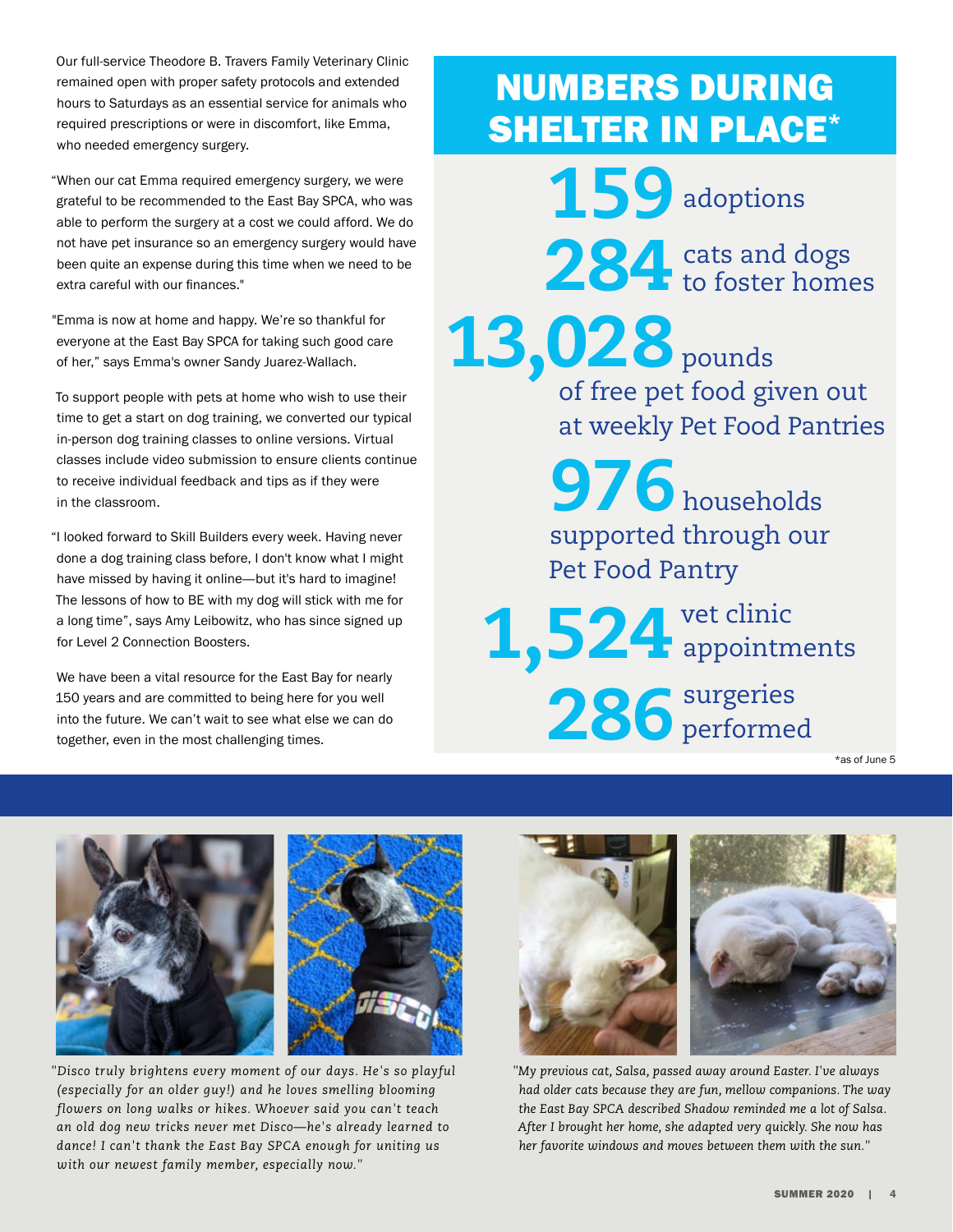Our full-service Theodore B. Travers Family Veterinary Clinic remained open with proper safety protocols and extended hours to Saturdays as an essential service for animals who required prescriptions or were in discomfort, like Emma, who needed emergency surgery.

"When our cat Emma required emergency surgery, we were grateful to be recommended to the East Bay SPCA, who was able to perform the surgery at a cost we could afford. We do not have pet insurance so an emergency surgery would have been quite an expense during this time when we need to be extra careful with our finances."

"Emma is now at home and happy. We're so thankful for everyone at the East Bay SPCA for taking such good care of her," says Emma's owner Sandy Juarez-Wallach.

To support people with pets at home who wish to use their time to get a start on dog training, we converted our typical in-person dog training classes to online versions. Virtual classes include video submission to ensure clients continue to receive individual feedback and tips as if they were in the classroom.

"I looked forward to Skill Builders every week. Having never done a dog training class before, I don't know what I might have missed by having it online—but it's hard to imagine! The lessons of how to BE with my dog will stick with me for a long time", says Amy Leibowitz, who has since signed up for Level 2 Connection Boosters.

We have been a vital resource for the East Bay for nearly 150 years and are committed to being here for you well into the future. We can't wait to see what else we can do together, even in the most challenging times.

## NUMBERS DURING SHELTER IN PLACE*

**159** adoptions

**284** cats and dogs to foster homes

**13,028** pounds of free pet food given out at weekly Pet Food Pantries

**976** households supported through our Pet Food Pantry

**1,524** vet clinic appointments

**286** surgeries performed

*as of June 5

*"Disco truly brightens every moment of our days. He's so playful (especially for an older guy!) and he loves smelling blooming flowers on long walks or hikes. Whoever said you can't teach an old dog new tricks never met Disco—he's already learned to dance! I can't thank the East Bay SPCA enough for uniting us with our newest family member, especially now."*

*"My previous cat, Salsa, passed away around Easter. I've always had older cats because they are fun, mellow companions. The way the East Bay SPCA described Shadow reminded me a lot of Salsa. After I brought her home, she adapted very quickly. She now has her favorite windows and moves between them with the sun."*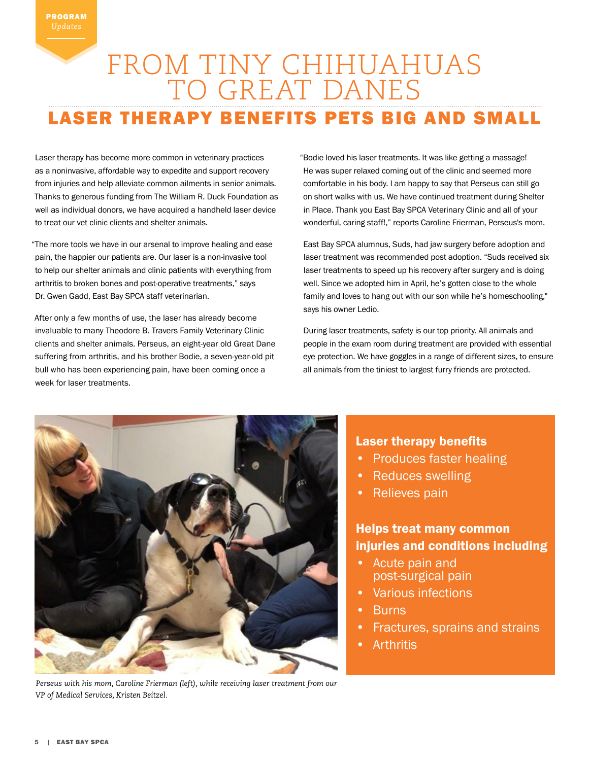PROGRAM *Updates*

# FROM TINY CHIHUAHUAS TO GREAT DANES

## LASER THERAPY BENEFITS PETS BIG AND SMALL

Laser therapy has become more common in veterinary practices as a noninvasive, affordable way to expedite and support recovery from injuries and help alleviate common ailments in senior animals. Thanks to generous funding from The William R. Duck Foundation as well as individual donors, we have acquired a handheld laser device to treat our vet clinic clients and shelter animals.

"The more tools we have in our arsenal to improve healing and ease pain, the happier our patients are. Our laser is a non-invasive tool to help our shelter animals and clinic patients with everything from arthritis to broken bones and post-operative treatments," says Dr. Gwen Gadd, East Bay SPCA staff veterinarian.

After only a few months of use, the laser has already become invaluable to many Theodore B. Travers Family Veterinary Clinic clients and shelter animals. Perseus, an eight-year old Great Dane suffering from arthritis, and his brother Bodie, a seven-year-old pit bull who has been experiencing pain, have been coming once a week for laser treatments.

"Bodie loved his laser treatments. It was like getting a massage! He was super relaxed coming out of the clinic and seemed more comfortable in his body. I am happy to say that Perseus can still go on short walks with us. We have continued treatment during Shelter in Place. Thank you East Bay SPCA Veterinary Clinic and all of your wonderful, caring staff!," reports Caroline Frierman, Perseus's mom.

East Bay SPCA alumnus, Suds, had jaw surgery before adoption and laser treatment was recommended post adoption. "Suds received six laser treatments to speed up his recovery after surgery and is doing well. Since we adopted him in April, he's gotten close to the whole family and loves to hang out with our son while he's homeschooling," says his owner Ledio.

During laser treatments, safety is our top priority. All animals and people in the exam room during treatment are provided with essential eye protection. We have goggles in a range of different sizes, to ensure all animals from the tiniest to largest furry friends are protected.

*Perseus with his mom, Caroline Frierman (left), while receiving laser treatment from our VP of Medical Services, Kristen Beitzel.*

**Laser therapy benefits**

- Produces faster healing
- Reduces swelling
- Relieves pain

**Helps treat many common injuries and conditions including**

- Acute pain and post-surgical pain
- Various infections
- Burns
- Fractures, sprains and strains
- Arthritis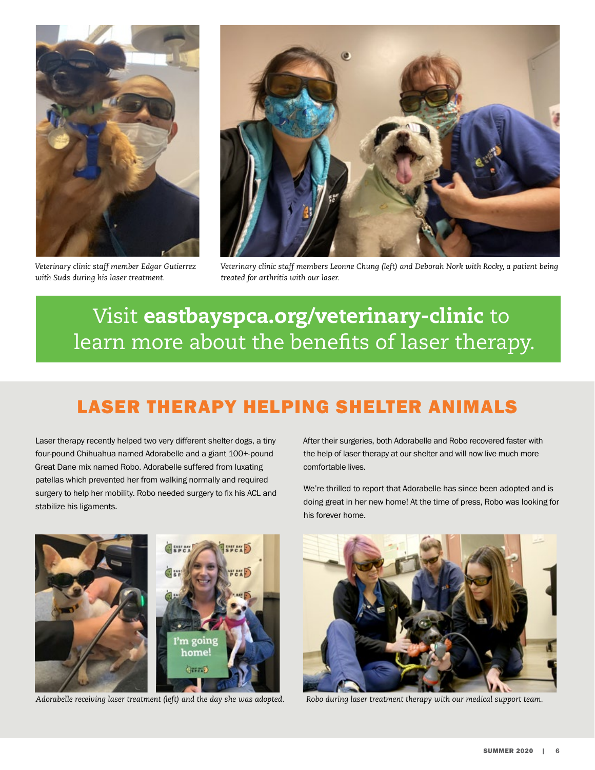*Veterinary clinic staff member Edgar Gutierrez with Suds during his laser treatment.*

*Veterinary clinic staff members Leonne Chung (left) and Deborah Nork with Rocky, a patient being treated for arthritis with our laser.*

Visit **eastbayspca.org/veterinary-clinic** to learn more about the benefits of laser therapy.

## LASER THERAPY HELPING SHELTER ANIMALS

Laser therapy recently helped two very different shelter dogs, a tiny four-pound Chihuahua named Adorabelle and a giant 100+-pound Great Dane mix named Robo. Adorabelle suffered from luxating patellas which prevented her from walking normally and required surgery to help her mobility. Robo needed surgery to fix his ACL and stabilize his ligaments.

After their surgeries, both Adorabelle and Robo recovered faster with the help of laser therapy at our shelter and will now live much more comfortable lives.

We're thrilled to report that Adorabelle has since been adopted and is doing great in her new home! At the time of press, Robo was looking for his forever home.

*Adorabelle receiving laser treatment (left) and the day she was adopted.*

*Robo during laser treatment therapy with our medical support team.*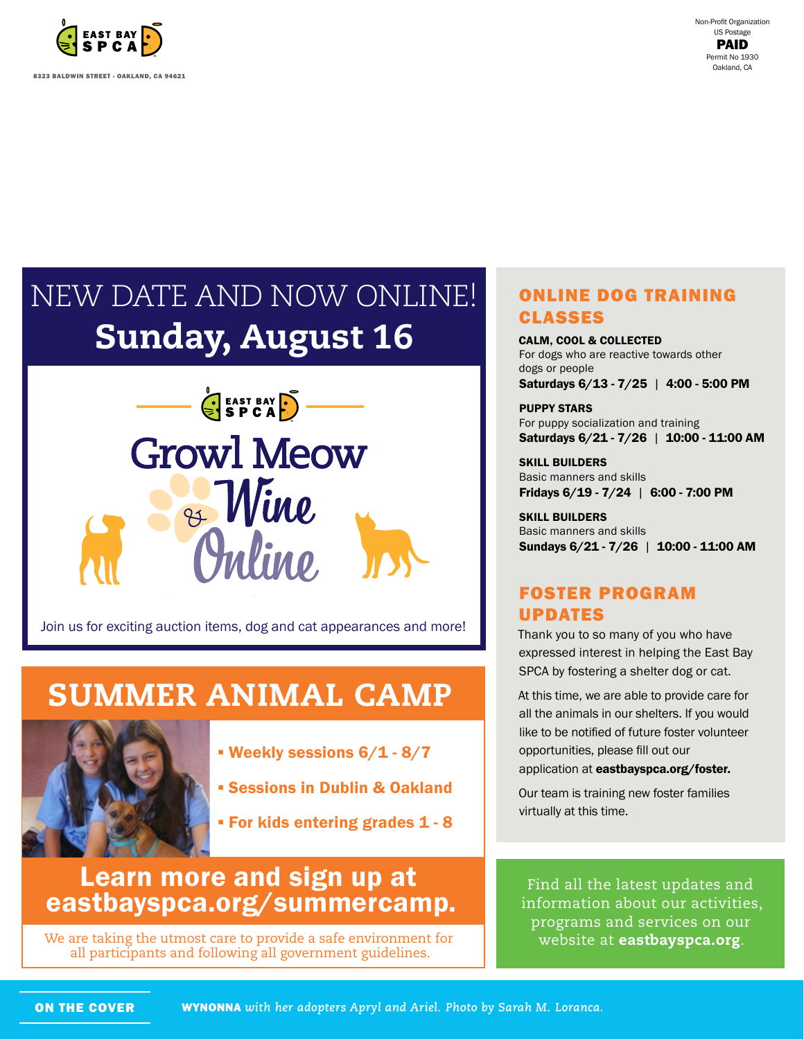EAST BAY SPCA

8323 BALDWIN STREET · OAKLAND, CA 94621

Non-Profit Organization
US Postage
**PAID**
Permit No 1930
Oakland, CA

# NEW DATE AND NOW ONLINE!
# Sunday, August 16

EAST BAY SPCA

## Growl Meow & Wine Online

Join us for exciting auction items, dog and cat appearances and more!

# SUMMER ANIMAL CAMP

- **Weekly sessions 6/1 - 8/7**
- **Sessions in Dublin & Oakland**
- **For kids entering grades 1 - 8**

## Learn more and sign up at eastbayspca.org/summercamp.

We are taking the utmost care to provide a safe environment for all participants and following all government guidelines.

## ONLINE DOG TRAINING CLASSES

**CALM, COOL & COLLECTED**
For dogs who are reactive towards other dogs or people
**Saturdays 6/13 - 7/25 | 4:00 - 5:00 PM**

**PUPPY STARS**
For puppy socialization and training
**Saturdays 6/21 - 7/26 | 10:00 - 11:00 AM**

**SKILL BUILDERS**
Basic manners and skills
**Fridays 6/19 - 7/24 | 6:00 - 7:00 PM**

**SKILL BUILDERS**
Basic manners and skills
**Sundays 6/21 - 7/26 | 10:00 - 11:00 AM**

## FOSTER PROGRAM UPDATES

Thank you to so many of you who have expressed interest in helping the East Bay SPCA by fostering a shelter dog or cat.

At this time, we are able to provide care for all the animals in our shelters. If you would like to be notified of future foster volunteer opportunities, please fill out our application at **eastbayspca.org/foster.**

Our team is training new foster families virtually at this time.

Find all the latest updates and information about our activities, programs and services on our website at **eastbayspca.org**.

**ON THE COVER** **WYNONNA** *with her adopters Apryl and Ariel. Photo by Sarah M. Loranca.*